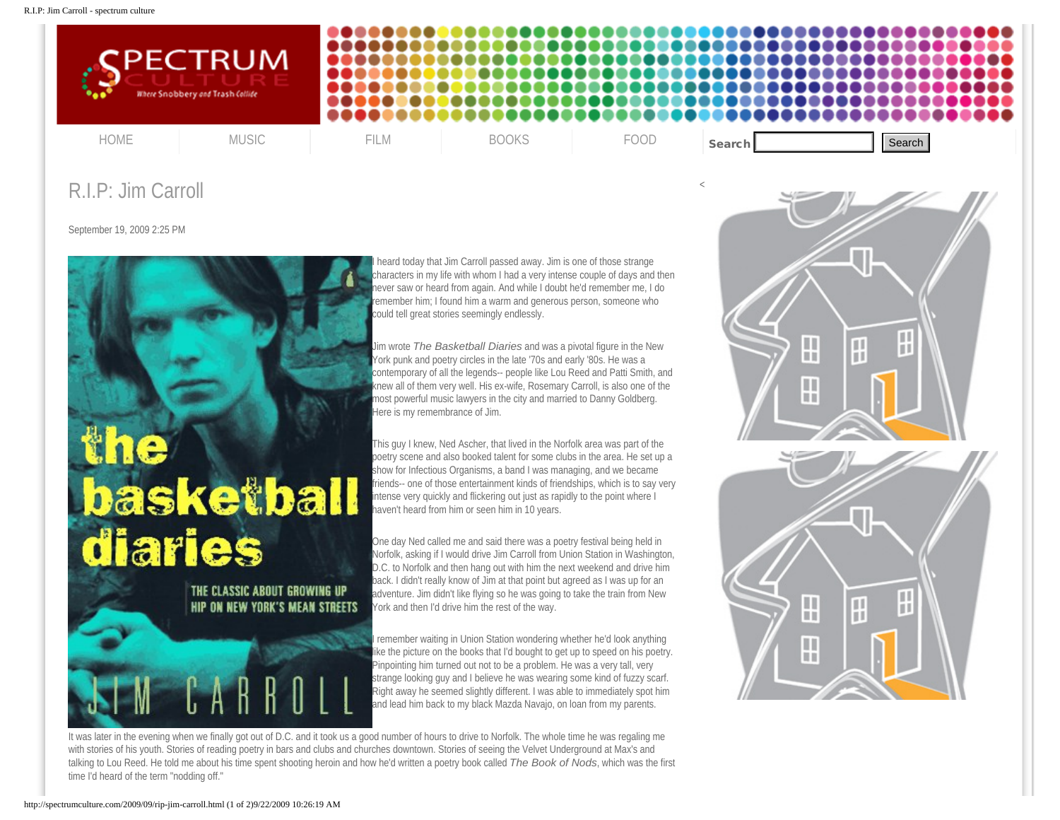HOME | MUSIC | FILM | BOOKS | FOOD | Search

# R.I.P: Jim Carroll

September 19, 2009 2:25 PM

I heard today that Jim Carroll passed away. Jim is one of those strange characters in my life with whom I had a very intense couple of days and then never saw or heard from again. And while I doubt he'd remember me, I do remember him; I found him a warm and generous person, someone who could tell great stories seemingly endlessly.

Jim wrote *The Basketball Diaries* and was a pivotal figure in the New York punk and poetry circles in the late '70s and early '80s. He was a contemporary of all the legends-- people like Lou Reed and Patti Smith, and knew all of them very well. His ex-wife, Rosemary Carroll, is also one of the most powerful music lawyers in the city and married to Danny Goldberg. Here is my remembrance of Jim.

This guy I knew, Ned Ascher, that lived in the Norfolk area was part of the poetry scene and also booked talent for some clubs in the area. He set up a show for Infectious Organisms, a band I was managing, and we became friends-- one of those entertainment kinds of friendships, which is to say very intense very quickly and flickering out just as rapidly to the point where I haven't heard from him or seen him in 10 years.

One day Ned called me and said there was a poetry festival being held in Norfolk, asking if I would drive Jim Carroll from Union Station in Washington, D.C. to Norfolk and then hang out with him the next weekend and drive him back. I didn't really know of Jim at that point but agreed as I was up for an adventure. Jim didn't like flying so he was going to take the train from New York and then I'd drive him the rest of the way.

I remember waiting in Union Station wondering whether he'd look anything like the picture on the books that I'd bought to get up to speed on his poetry. Pinpointing him turned out not to be a problem. He was a very tall, very strange looking guy and I believe he was wearing some kind of fuzzy scarf. Right away he seemed slightly different. I was able to immediately spot him and lead him back to my black Mazda Navajo, on loan from my parents.

It was later in the evening when we finally got out of D.C. and it took us a good number of hours to drive to Norfolk. The whole time he was regaling me with stories of his youth. Stories of reading poetry in bars and clubs and churches downtown. Stories of seeing the Velvet Underground at Max's and talking to Lou Reed. He told me about his time spent shooting heroin and how he'd written a poetry book called *The Book of Nods*, which was the first time I'd heard of the term "nodding off."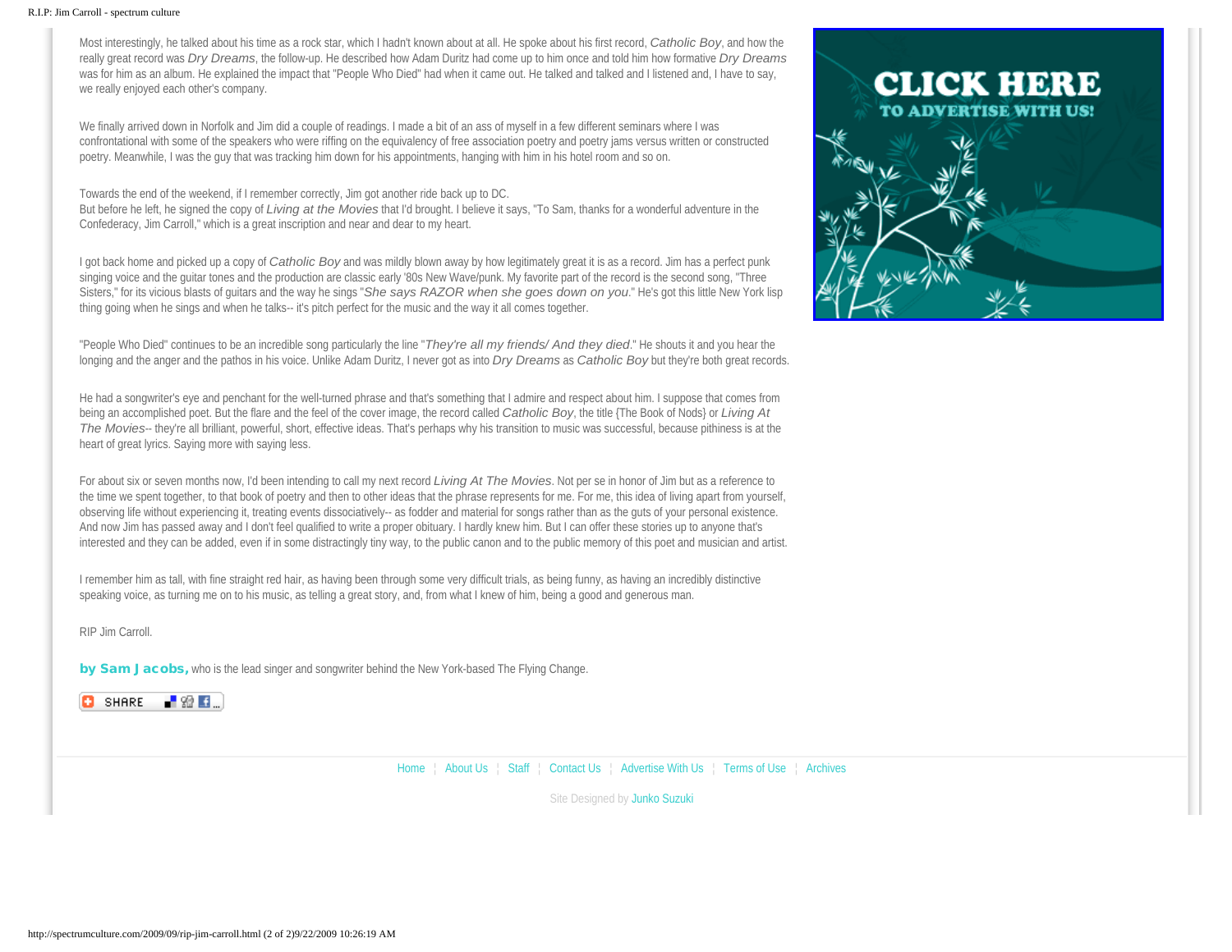Most interestingly, he talked about his time as a rock star, which I hadn't known about at all. He spoke about his first record, *Catholic Boy*, and how the really great record was *Dry Dreams*, the follow-up. He described how Adam Duritz had come up to him once and told him how formative *Dry Dreams* was for him as an album. He explained the impact that "People Who Died" had when it came out. He talked and talked and I listened and, I have to say, we really enjoyed each other's company.

We finally arrived down in Norfolk and Jim did a couple of readings. I made a bit of an ass of myself in a few different seminars where I was confrontational with some of the speakers who were riffing on the equivalency of free association poetry and poetry jams versus written or constructed poetry. Meanwhile, I was the guy that was tracking him down for his appointments, hanging with him in his hotel room and so on.

Towards the end of the weekend, if I remember correctly, Jim got another ride back up to DC.
But before he left, he signed the copy of *Living at the Movies* that I'd brought. I believe it says, "To Sam, thanks for a wonderful adventure in the Confederacy, Jim Carroll," which is a great inscription and near and dear to my heart.

I got back home and picked up a copy of *Catholic Boy* and was mildly blown away by how legitimately great it is as a record. Jim has a perfect punk singing voice and the guitar tones and the production are classic early '80s New Wave/punk. My favorite part of the record is the second song, "Three Sisters," for its vicious blasts of guitars and the way he sings "*She says RAZOR when she goes down on you*." He's got this little New York lisp thing going when he sings and when he talks-- it's pitch perfect for the music and the way it all comes together.

"People Who Died" continues to be an incredible song particularly the line "*They're all my friends/ And they died*." He shouts it and you hear the longing and the anger and the pathos in his voice. Unlike Adam Duritz, I never got as into *Dry Dreams* as *Catholic Boy* but they're both great records.

He had a songwriter's eye and penchant for the well-turned phrase and that's something that I admire and respect about him. I suppose that comes from being an accomplished poet. But the flare and the feel of the cover image, the record called *Catholic Boy*, the title {The Book of Nods} or *Living At The Movies*-- they're all brilliant, powerful, short, effective ideas. That's perhaps why his transition to music was successful, because pithiness is at the heart of great lyrics. Saying more with saying less.

For about six or seven months now, I'd been intending to call my next record *Living At The Movies*. Not per se in honor of Jim but as a reference to the time we spent together, to that book of poetry and then to other ideas that the phrase represents for me. For me, this idea of living apart from yourself, observing life without experiencing it, treating events dissociatively-- as fodder and material for songs rather than as the guts of your personal existence. And now Jim has passed away and I don't feel qualified to write a proper obituary. I hardly knew him. But I can offer these stories up to anyone that's interested and they can be added, even if in some distractingly tiny way, to the public canon and to the public memory of this poet and musician and artist.

I remember him as tall, with fine straight red hair, as having been through some very difficult trials, as being funny, as having an incredibly distinctive speaking voice, as turning me on to his music, as telling a great story, and, from what I knew of him, being a good and generous man.

RIP Jim Carroll.

**by Sam Jacobs,** who is the lead singer and songwriter behind the New York-based The Flying Change.

Home | About Us | Staff | Contact Us | Advertise With Us | Terms of Use | Archives

Site Designed by Junko Suzuki